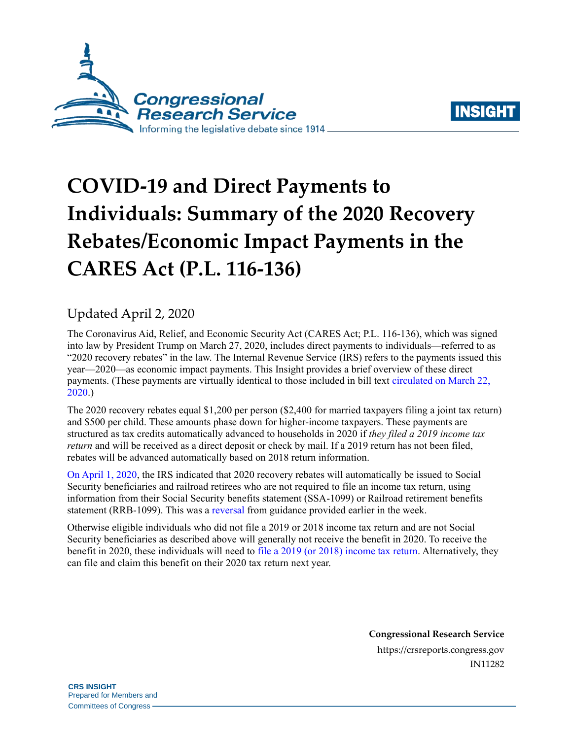# COVID-19 and Direct Payments to Individuals: Summary of the 2020 Recovery Rebates/Economic Impact Payments in the CARES Act (P.L. 116-136)

Updated April 2, 2020

The Coronavirus Aid, Relief, and Economic Security Act (CARES Act; P.L. 116-136), which was signed into law by President Trump on March 27, 2020, includes direct payments to individuals—referred to as "2020 recovery rebates" in the law. The Internal Revenue Service (IRS) refers to the payments issued this year—2020—as economic impact payments. This Insight provides a brief overview of these direct payments. (These payments are virtually identical to those included in bill text circulated on March 22, 2020.)

The 2020 recovery rebates equal $1,200 per person ($2,400 for married taxpayers filing a joint tax return) and $500 per child. These amounts phase down for higher-income taxpayers. These payments are structured as tax credits automatically advanced to households in 2020 if *they filed a 2019 income tax return* and will be received as a direct deposit or check by mail. If a 2019 return has not been filed, rebates will be advanced automatically based on 2018 return information.

On April 1, 2020, the IRS indicated that 2020 recovery rebates will automatically be issued to Social Security beneficiaries and railroad retirees who are not required to file an income tax return, using information from their Social Security benefits statement (SSA-1099) or Railroad retirement benefits statement (RRB-1099). This was a reversal from guidance provided earlier in the week.

Otherwise eligible individuals who did not file a 2019 or 2018 income tax return and are not Social Security beneficiaries as described above will generally not receive the benefit in 2020. To receive the benefit in 2020, these individuals will need to file a 2019 (or 2018) income tax return. Alternatively, they can file and claim this benefit on their 2020 tax return next year.

**Congressional Research Service**

https://crsreports.congress.gov

IN11282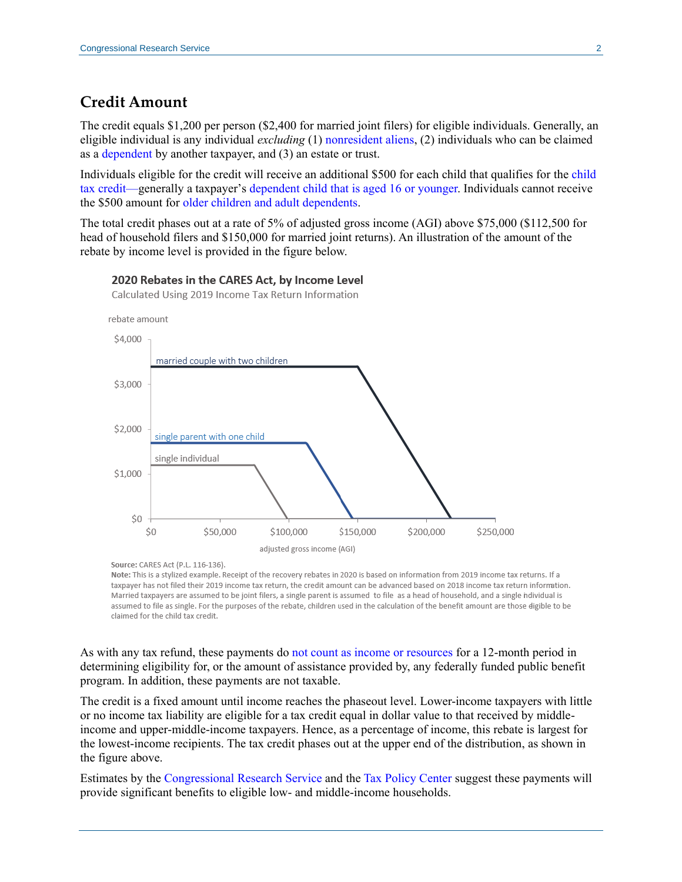## Credit Amount

The credit equals $1,200 per person ($2,400 for married joint filers) for eligible individuals. Generally, an eligible individual is any individual *excluding* (1) nonresident aliens, (2) individuals who can be claimed as a dependent by another taxpayer, and (3) an estate or trust.

Individuals eligible for the credit will receive an additional $500 for each child that qualifies for the child tax credit—generally a taxpayer's dependent child that is aged 16 or younger. Individuals cannot receive the $500 amount for older children and adult dependents.

The total credit phases out at a rate of 5% of adjusted gross income (AGI) above $75,000 ($112,500 for head of household filers and $150,000 for married joint returns). An illustration of the amount of the rebate by income level is provided in the figure below.

**2020 Rebates in the CARES Act, by Income Level**

Calculated Using 2019 Income Tax Return Information

rebate amount

$4,000
$3,000
$2,000
$1,000
$0

married couple with two children
single parent with one child
single individual

$0
$50,000
$100,000
$150,000
$200,000
$250,000

adjusted gross income (AGI)

**Source:** CARES Act (P.L. 116-136).

**Note:** This is a stylized example. Receipt of the recovery rebates in 2020 is based on information from 2019 income tax returns. If a taxpayer has not filed their 2019 income tax return, the credit amount can be advanced based on 2018 income tax return information. Married taxpayers are assumed to be joint filers, a single parent is assumed to file as a head of household, and a single individual is assumed to file as single. For the purposes of the rebate, children used in the calculation of the benefit amount are those eligible to be claimed for the child tax credit.

As with any tax refund, these payments do not count as income or resources for a 12-month period in determining eligibility for, or the amount of assistance provided by, any federally funded public benefit program. In addition, these payments are not taxable.

The credit is a fixed amount until income reaches the phaseout level. Lower-income taxpayers with little or no income tax liability are eligible for a tax credit equal in dollar value to that received by middle-income and upper-middle-income taxpayers. Hence, as a percentage of income, this rebate is largest for the lowest-income recipients. The tax credit phases out at the upper end of the distribution, as shown in the figure above.

Estimates by the Congressional Research Service and the Tax Policy Center suggest these payments will provide significant benefits to eligible low- and middle-income households.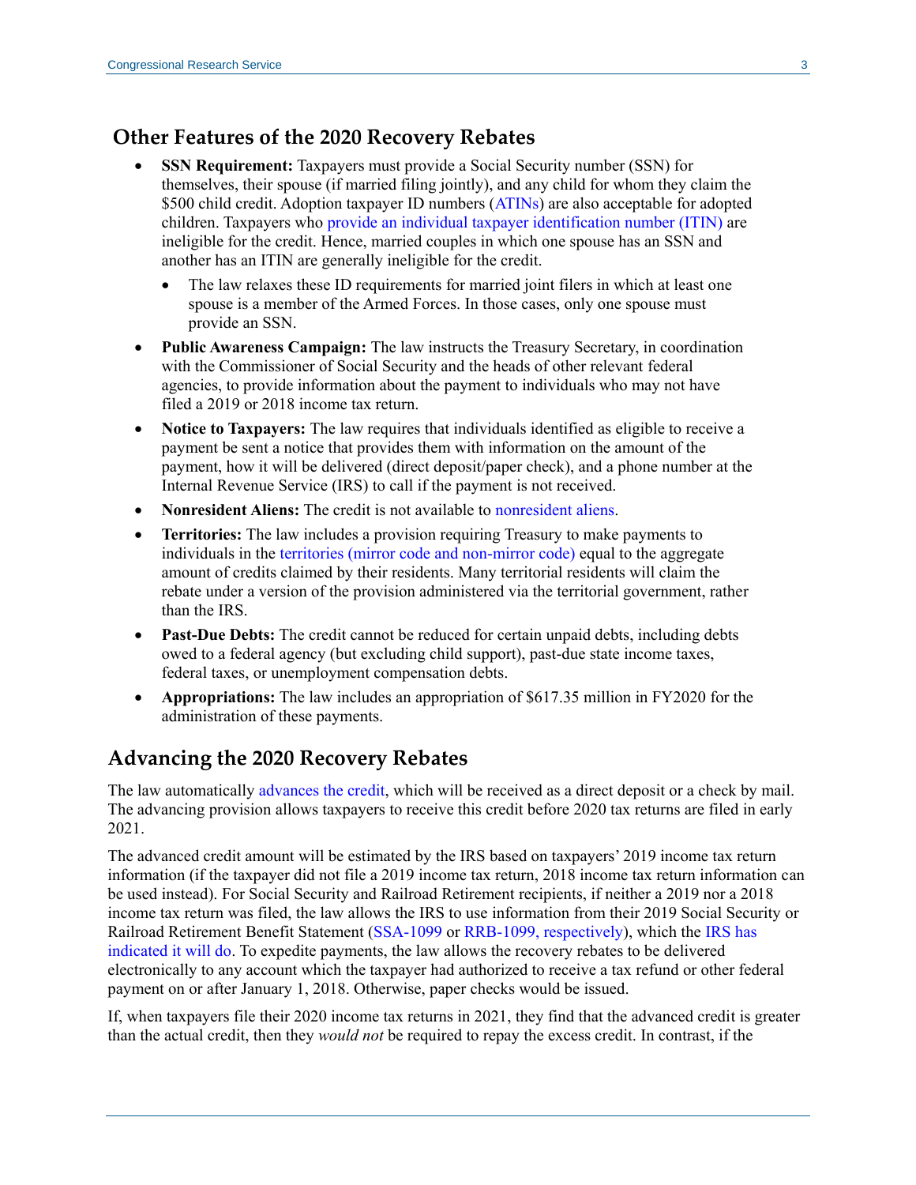## Other Features of the 2020 Recovery Rebates

- **SSN Requirement:** Taxpayers must provide a Social Security number (SSN) for themselves, their spouse (if married filing jointly), and any child for whom they claim the $500 child credit. Adoption taxpayer ID numbers (ATINs) are also acceptable for adopted children. Taxpayers who provide an individual taxpayer identification number (ITIN) are ineligible for the credit. Hence, married couples in which one spouse has an SSN and another has an ITIN are generally ineligible for the credit.
  - The law relaxes these ID requirements for married joint filers in which at least one spouse is a member of the Armed Forces. In those cases, only one spouse must provide an SSN.
- **Public Awareness Campaign:** The law instructs the Treasury Secretary, in coordination with the Commissioner of Social Security and the heads of other relevant federal agencies, to provide information about the payment to individuals who may not have filed a 2019 or 2018 income tax return.
- **Notice to Taxpayers:** The law requires that individuals identified as eligible to receive a payment be sent a notice that provides them with information on the amount of the payment, how it will be delivered (direct deposit/paper check), and a phone number at the Internal Revenue Service (IRS) to call if the payment is not received.
- **Nonresident Aliens:** The credit is not available to nonresident aliens.
- **Territories:** The law includes a provision requiring Treasury to make payments to individuals in the territories (mirror code and non-mirror code) equal to the aggregate amount of credits claimed by their residents. Many territorial residents will claim the rebate under a version of the provision administered via the territorial government, rather than the IRS.
- **Past-Due Debts:** The credit cannot be reduced for certain unpaid debts, including debts owed to a federal agency (but excluding child support), past-due state income taxes, federal taxes, or unemployment compensation debts.
- **Appropriations:** The law includes an appropriation of $617.35 million in FY2020 for the administration of these payments.

## Advancing the 2020 Recovery Rebates

The law automatically advances the credit, which will be received as a direct deposit or a check by mail. The advancing provision allows taxpayers to receive this credit before 2020 tax returns are filed in early 2021.

The advanced credit amount will be estimated by the IRS based on taxpayers' 2019 income tax return information (if the taxpayer did not file a 2019 income tax return, 2018 income tax return information can be used instead). For Social Security and Railroad Retirement recipients, if neither a 2019 nor a 2018 income tax return was filed, the law allows the IRS to use information from their 2019 Social Security or Railroad Retirement Benefit Statement (SSA-1099 or RRB-1099, respectively), which the IRS has indicated it will do. To expedite payments, the law allows the recovery rebates to be delivered electronically to any account which the taxpayer had authorized to receive a tax refund or other federal payment on or after January 1, 2018. Otherwise, paper checks would be issued.

If, when taxpayers file their 2020 income tax returns in 2021, they find that the advanced credit is greater than the actual credit, then they *would not* be required to repay the excess credit. In contrast, if the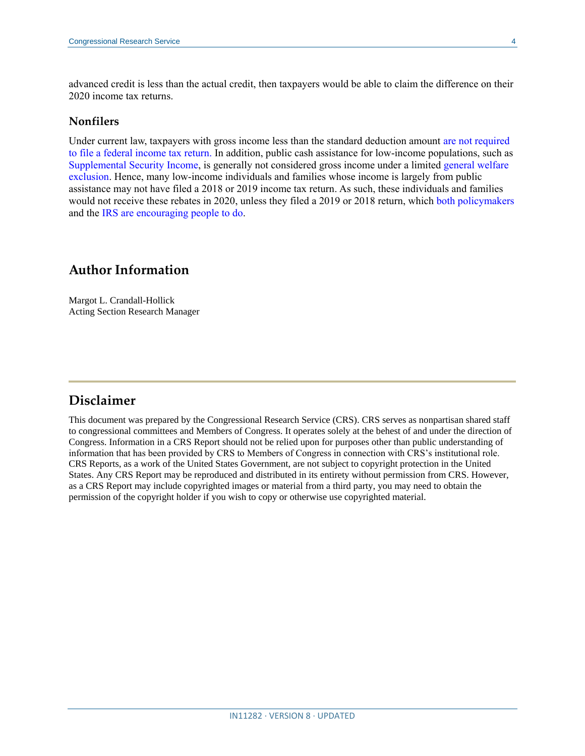advanced credit is less than the actual credit, then taxpayers would be able to claim the difference on their 2020 income tax returns.

### Nonfilers

Under current law, taxpayers with gross income less than the standard deduction amount are not required to file a federal income tax return. In addition, public cash assistance for low-income populations, such as Supplemental Security Income, is generally not considered gross income under a limited general welfare exclusion. Hence, many low-income individuals and families whose income is largely from public assistance may not have filed a 2018 or 2019 income tax return. As such, these individuals and families would not receive these rebates in 2020, unless they filed a 2019 or 2018 return, which both policymakers and the IRS are encouraging people to do.

## Author Information

Margot L. Crandall-Hollick
Acting Section Research Manager

## Disclaimer

This document was prepared by the Congressional Research Service (CRS). CRS serves as nonpartisan shared staff to congressional committees and Members of Congress. It operates solely at the behest of and under the direction of Congress. Information in a CRS Report should not be relied upon for purposes other than public understanding of information that has been provided by CRS to Members of Congress in connection with CRS's institutional role. CRS Reports, as a work of the United States Government, are not subject to copyright protection in the United States. Any CRS Report may be reproduced and distributed in its entirety without permission from CRS. However, as a CRS Report may include copyrighted images or material from a third party, you may need to obtain the permission of the copyright holder if you wish to copy or otherwise use copyrighted material.